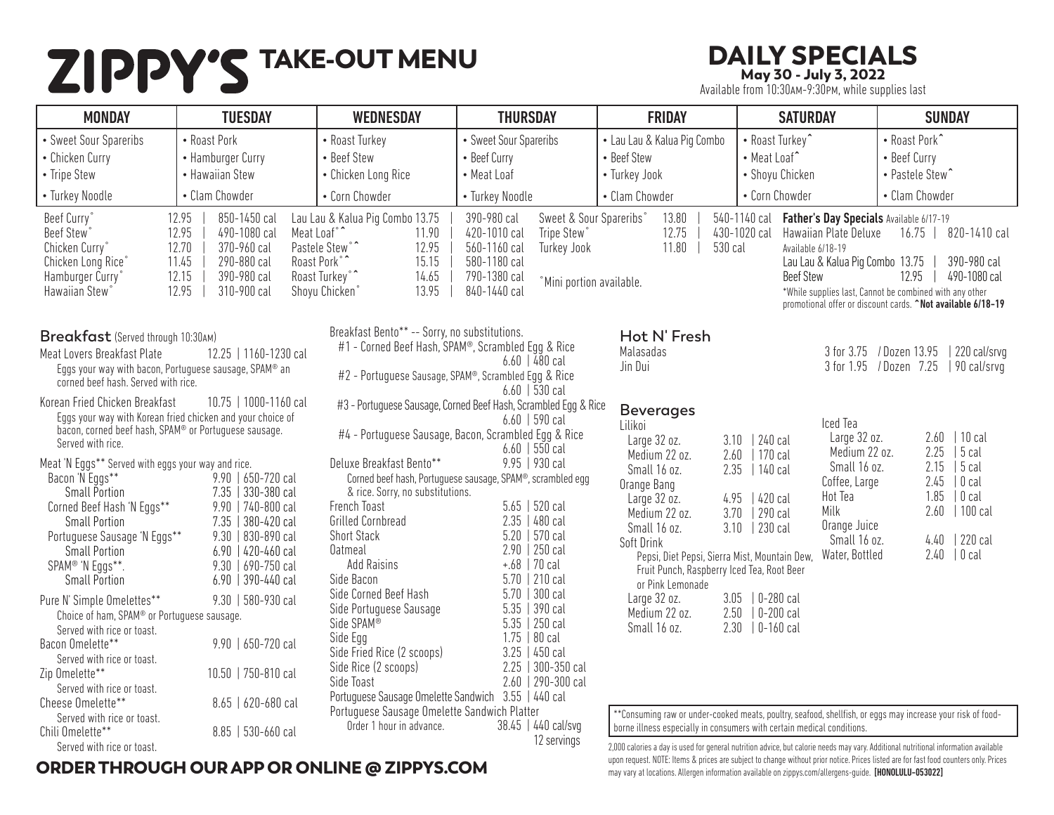# ZIPPY'S TAKE-OUT MENU

## DAILY SPECIALS

**May 30 - July 3, 2022**

Available from 10:30AM-9:30PM, while supplies last

| MONDAY | TUESDAY | WEDNESDAY | THURSDAY | FRIDAY | SATURDAY | SUNDAY |
|---|---|---|---|---|---|---|
| • Sweet Sour Spareribs | • Roast Pork | • Roast Turkey | • Sweet Sour Spareribs | • Lau Lau & Kalua Pig Combo | • Roast Turkey^ | • Roast Pork^ |
| • Chicken Curry | • Hamburger Curry | • Beef Stew | • Beef Curry | • Beef Stew | • Meat Loaf^ | • Beef Curry |
| • Tripe Stew | • Hawaiian Stew | • Chicken Long Rice | • Meat Loaf | • Turkey Jook | • Shoyu Chicken | • Pastele Stew^ |
| • Turkey Noodle | • Clam Chowder | • Corn Chowder | • Turkey Noodle | • Clam Chowder | • Corn Chowder | • Clam Chowder |

| Item | Price | Calories |
|---|---|---|
| Beef Curry° | 12.95 | 850-1450 cal |
| Beef Stew° | 12.95 | 490-1080 cal |
| Chicken Curry° | 12.70 | 370-960 cal |
| Chicken Long Rice° | 11.45 | 290-880 cal |
| Hamburger Curry° | 12.15 | 390-980 cal |
| Hawaiian Stew° | 12.95 | 310-900 cal |
| Lau Lau & Kalua Pig Combo | 13.75 | 390-980 cal |
| Meat Loaf°^ | 11.90 | 420-1010 cal |
| Pastele Stew°^ | 12.95 | 560-1160 cal |
| Roast Pork°^ | 15.15 | 580-1180 cal |
| Roast Turkey°^ | 14.65 | 790-1380 cal |
| Shoyu Chicken° | 13.95 | 840-1440 cal |
| Sweet & Sour Spareribs° | 13.80 | 540-1140 cal |
| Tripe Stew° | 12.75 | 430-1020 cal |
| Turkey Jook | 11.80 | 530 cal |

°Mini portion available.

**Father's Day Specials** Available 6/17-19

| Item | Price | Calories |
|---|---|---|
| Hawaiian Plate Deluxe | 16.75 | 820-1410 cal |

Available 6/18-19

| Item | Price | Calories |
|---|---|---|
| Lau Lau & Kalua Pig Combo | 13.75 | 390-980 cal |
| Beef Stew | 12.95 | 490-1080 cal |

*While supplies last, Cannot be combined with any other promotional offer or discount cards. **^Not available 6/18-19**

## Breakfast (Served through 10:30AM)

| Item | Price | Calories |
|---|---|---|
| Meat Lovers Breakfast Plate | 12.25 | 1160-1230 cal |

Eggs your way with bacon, Portuguese sausage, SPAM® an corned beef hash. Served with rice.

| Item | Price | Calories |
|---|---|---|
| Korean Fried Chicken Breakfast | 10.75 | 1000-1160 cal |

Eggs your way with Korean fried chicken and your choice of bacon, corned beef hash, SPAM® or Portuguese sausage. Served with rice.

Meat 'N Eggs** Served with eggs your way and rice.

| Item | Price | Calories |
|---|---|---|
| Bacon 'N Eggs** | 9.90 | 650-720 cal |
| Small Portion | 7.35 | 330-380 cal |
| Corned Beef Hash 'N Eggs** | 9.90 | 740-800 cal |
| Small Portion | 7.35 | 380-420 cal |
| Portuguese Sausage 'N Eggs** | 9.30 | 830-890 cal |
| Small Portion | 6.90 | 420-460 cal |
| SPAM® 'N Eggs**. | 9.30 | 690-750 cal |
| Small Portion | 6.90 | 390-440 cal |
| Pure N' Simple Omelettes** (Choice of ham, SPAM® or Portuguese sausage. Served with rice or toast.) | 9.30 | 580-930 cal |
| Bacon Omelette** (Served with rice or toast.) | 9.90 | 650-720 cal |
| Zip Omelette** (Served with rice or toast.) | 10.50 | 750-810 cal |
| Cheese Omelette** (Served with rice or toast.) | 8.65 | 620-680 cal |
| Chili Omelette** (Served with rice or toast.) | 8.85 | 530-660 cal |

Breakfast Bento** -- Sorry, no substitutions.

| Item | Price | Calories |
|---|---|---|
| #1 - Corned Beef Hash, SPAM®, Scrambled Egg & Rice | 6.60 | 480 cal |
| #2 - Portuguese Sausage, SPAM®, Scrambled Egg & Rice | 6.60 | 530 cal |
| #3 - Portuguese Sausage, Corned Beef Hash, Scrambled Egg & Rice | 6.60 | 590 cal |
| #4 - Portuguese Sausage, Bacon, Scrambled Egg & Rice | 6.60 | 550 cal |
| Deluxe Breakfast Bento** (Corned beef hash, Portuguese sausage, SPAM®, scrambled egg & rice. Sorry, no substitutions.) | 9.95 | 930 cal |
| French Toast | 5.65 | 520 cal |
| Grilled Cornbread | 2.35 | 480 cal |
| Short Stack | 5.20 | 570 cal |
| Oatmeal | 2.90 | 250 cal |
| Add Raisins | +.68 | 70 cal |
| Side Bacon | 5.70 | 210 cal |
| Side Corned Beef Hash | 5.70 | 300 cal |
| Side Portuguese Sausage | 5.35 | 390 cal |
| Side SPAM® | 5.35 | 250 cal |
| Side Egg | 1.75 | 80 cal |
| Side Fried Rice (2 scoops) | 3.25 | 450 cal |
| Side Rice (2 scoops) | 2.25 | 300-350 cal |
| Side Toast | 2.60 | 290-300 cal |
| Portuguese Sausage Omelette Sandwich | 3.55 | 440 cal |
| Portuguese Sausage Omelette Sandwich Platter (Order 1 hour in advance.) | 38.45 | 440 cal/svg, 12 servings |

## Hot N' Fresh

| Item | Price | Calories |
|---|---|---|
| Malasadas | 3 for 3.75 / Dozen 13.95 | 220 cal/srvg |
| Jin Dui | 3 for 1.95 / Dozen 7.25 | 90 cal/srvg |

## Beverages

| Item | Price | Calories |
|---|---|---|
| **Lilikoi** | | |
| Large 32 oz. | 3.10 | 240 cal |
| Medium 22 oz. | 2.60 | 170 cal |
| Small 16 oz. | 2.35 | 140 cal |
| **Orange Bang** | | |
| Large 32 oz. | 4.95 | 420 cal |
| Medium 22 oz. | 3.70 | 290 cal |
| Small 16 oz. | 3.10 | 230 cal |
| **Soft Drink** (Pepsi, Diet Pepsi, Sierra Mist, Mountain Dew, Fruit Punch, Raspberry Iced Tea, Root Beer or Pink Lemonade) | | |
| Large 32 oz. | 3.05 | 0-280 cal |
| Medium 22 oz. | 2.50 | 0-200 cal |
| Small 16 oz. | 2.30 | 0-160 cal |
| **Iced Tea** | | |
| Large 32 oz. | 2.60 | 10 cal |
| Medium 22 oz. | 2.25 | 5 cal |
| Small 16 oz. | 2.15 | 5 cal |
| Coffee, Large | 2.45 | 0 cal |
| Hot Tea | 1.85 | 0 cal |
| Milk | 2.60 | 100 cal |
| **Orange Juice** | | |
| Small 16 oz. | 4.40 | 220 cal |
| Water, Bottled | 2.40 | 0 cal |

**Consuming raw or under-cooked meats, poultry, seafood, shellfish, or eggs may increase your risk of food-borne illness especially in consumers with certain medical conditions.

2,000 calories a day is used for general nutrition advice, but calorie needs may vary. Additional nutritional information available upon request. NOTE: Items & prices are subject to change without prior notice. Prices listed are for fast food counters only. Prices may vary at locations. Allergen information available on zippys.com/allergens-guide. **[HONOLULU-053022]**

**ORDER THROUGH OUR APP OR ONLINE @ ZIPPYS.COM**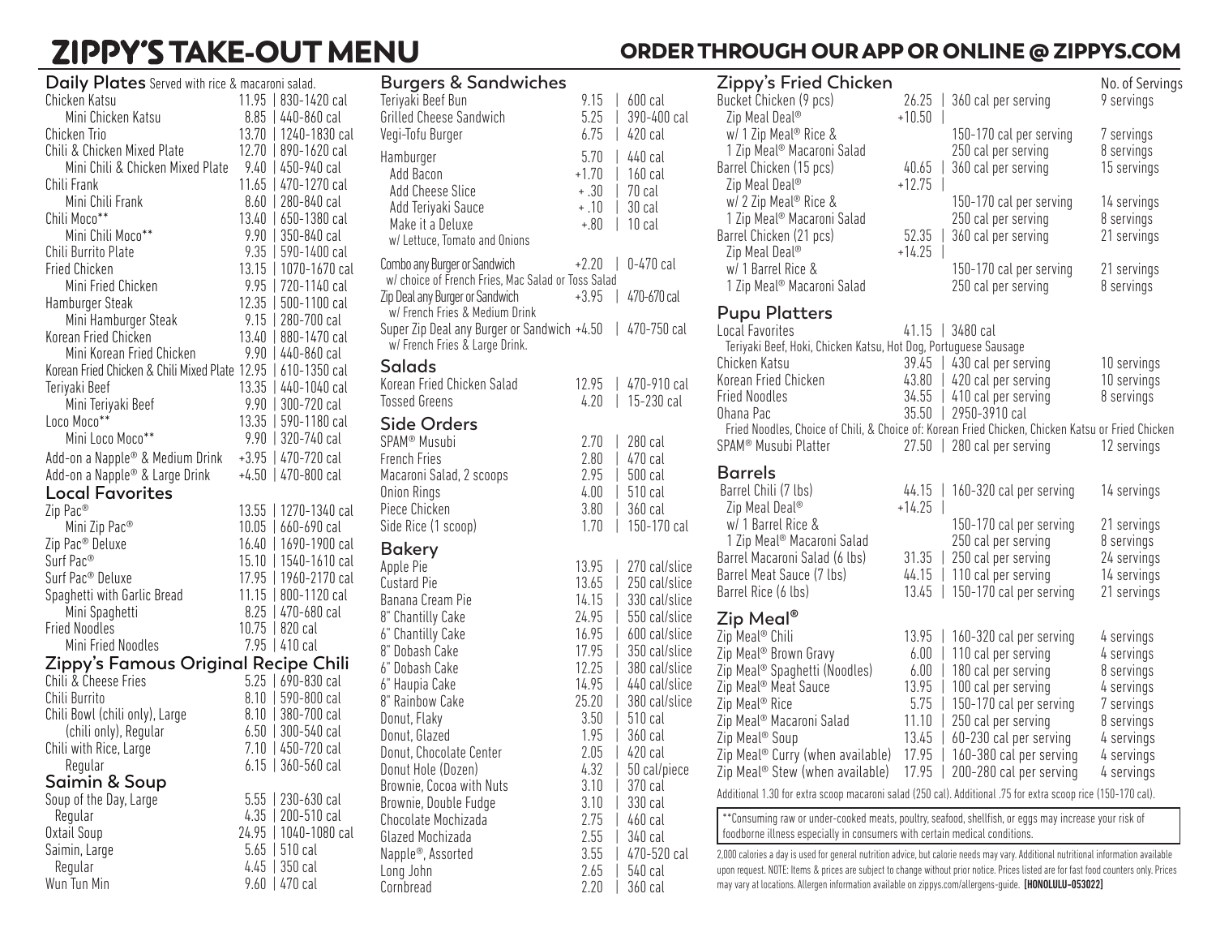# ZIPPY'S TAKE-OUT MENU

## ORDER THROUGH OUR APP OR ONLINE @ ZIPPYS.COM

### Daily Plates
Served with rice & macaroni salad.

| | | |
|---|---|---|
| Chicken Katsu | 11.95 | 830-1420 cal |
| Mini Chicken Katsu | 8.85 | 440-860 cal |
| Chicken Trio | 13.70 | 1240-1830 cal |
| Chili & Chicken Mixed Plate | 12.70 | 890-1620 cal |
| Mini Chili & Chicken Mixed Plate | 9.40 | 450-940 cal |
| Chili Frank | 11.65 | 470-1270 cal |
| Mini Chili Frank | 8.60 | 280-840 cal |
| Chili Moco** | 13.40 | 650-1380 cal |
| Mini Chili Moco** | 9.90 | 350-840 cal |
| Chili Burrito Plate | 9.35 | 590-1400 cal |
| Fried Chicken | 13.15 | 1070-1670 cal |
| Mini Fried Chicken | 9.95 | 720-1140 cal |
| Hamburger Steak | 12.35 | 500-1100 cal |
| Mini Hamburger Steak | 9.15 | 280-700 cal |
| Korean Fried Chicken | 13.40 | 880-1470 cal |
| Mini Korean Fried Chicken | 9.90 | 440-860 cal |
| Korean Fried Chicken & Chili Mixed Plate | 12.95 | 610-1350 cal |
| Teriyaki Beef | 13.35 | 440-1040 cal |
| Mini Teriyaki Beef | 9.90 | 300-720 cal |
| Loco Moco** | 13.35 | 590-1180 cal |
| Mini Loco Moco** | 9.90 | 320-740 cal |
| Add-on a Napple® & Medium Drink | +3.95 | 470-720 cal |
| Add-on a Napple® & Large Drink | +4.50 | 470-800 cal |

### Local Favorites

| | | |
|---|---|---|
| Zip Pac® | 13.55 | 1270-1340 cal |
| Mini Zip Pac® | 10.05 | 660-690 cal |
| Zip Pac® Deluxe | 16.40 | 1690-1900 cal |
| Surf Pac® | 15.10 | 1540-1610 cal |
| Surf Pac® Deluxe | 17.95 | 1960-2170 cal |
| Spaghetti with Garlic Bread | 11.15 | 800-1120 cal |
| Mini Spaghetti | 8.25 | 470-680 cal |
| Fried Noodles | 10.75 | 820 cal |
| Mini Fried Noodles | 7.95 | 410 cal |

### Zippy's Famous Original Recipe Chili

| | | |
|---|---|---|
| Chili & Cheese Fries | 5.25 | 690-830 cal |
| Chili Burrito | 8.10 | 590-800 cal |
| Chili Bowl (chili only), Large | 8.10 | 380-700 cal |
| (chili only), Regular | 6.50 | 300-540 cal |
| Chili with Rice, Large | 7.10 | 450-720 cal |
| Regular | 6.15 | 360-560 cal |

### Saimin & Soup

| | | |
|---|---|---|
| Soup of the Day, Large | 5.55 | 230-630 cal |
| Regular | 4.35 | 200-510 cal |
| Oxtail Soup | 24.95 | 1040-1080 cal |
| Saimin, Large | 5.65 | 510 cal |
| Regular | 4.45 | 350 cal |
| Wun Tun Min | 9.60 | 470 cal |

### Burgers & Sandwiches

| | | |
|---|---|---|
| Teriyaki Beef Bun | 9.15 | 600 cal |
| Grilled Cheese Sandwich | 5.25 | 390-400 cal |
| Vegi-Tofu Burger | 6.75 | 420 cal |
| Hamburger | 5.70 | 440 cal |
| Add Bacon | +1.70 | 160 cal |
| Add Cheese Slice | +.30 | 70 cal |
| Add Teriyaki Sauce | +.10 | 30 cal |
| Make it a Deluxe w/ Lettuce, Tomato and Onions | +.80 | 10 cal |
| Combo any Burger or Sandwich w/ choice of French Fries, Mac Salad or Toss Salad | +2.20 | 0-470 cal |
| Zip Deal any Burger or Sandwich w/ French Fries & Medium Drink | +3.95 | 470-670 cal |
| Super Zip Deal any Burger or Sandwich w/ French Fries & Large Drink. | +4.50 | 470-750 cal |

### Salads

| | | |
|---|---|---|
| Korean Fried Chicken Salad | 12.95 | 470-910 cal |
| Tossed Greens | 4.20 | 15-230 cal |

### Side Orders

| | | |
|---|---|---|
| SPAM® Musubi | 2.70 | 280 cal |
| French Fries | 2.80 | 470 cal |
| Macaroni Salad, 2 scoops | 2.95 | 500 cal |
| Onion Rings | 4.00 | 510 cal |
| Piece Chicken | 3.80 | 360 cal |
| Side Rice (1 scoop) | 1.70 | 150-170 cal |

### Bakery

| | | |
|---|---|---|
| Apple Pie | 13.95 | 270 cal/slice |
| Custard Pie | 13.65 | 250 cal/slice |
| Banana Cream Pie | 14.15 | 330 cal/slice |
| 8" Chantilly Cake | 24.95 | 550 cal/slice |
| 6" Chantilly Cake | 16.95 | 600 cal/slice |
| 8" Dobash Cake | 17.95 | 350 cal/slice |
| 6" Dobash Cake | 12.25 | 380 cal/slice |
| 6" Haupia Cake | 14.95 | 440 cal/slice |
| 8" Rainbow Cake | 25.20 | 380 cal/slice |
| Donut, Flaky | 3.50 | 510 cal |
| Donut, Glazed | 1.95 | 360 cal |
| Donut, Chocolate Center | 2.05 | 420 cal |
| Donut Hole (Dozen) | 4.32 | 50 cal/piece |
| Brownie, Cocoa with Nuts | 3.10 | 370 cal |
| Brownie, Double Fudge | 3.10 | 330 cal |
| Chocolate Mochizada | 2.75 | 460 cal |
| Glazed Mochizada | 2.55 | 340 cal |
| Napple®, Assorted | 3.55 | 470-520 cal |
| Long John | 2.65 | 540 cal |
| Cornbread | 2.20 | 360 cal |

### Zippy's Fried Chicken

| | | | No. of Servings |
|---|---|---|---|
| Bucket Chicken (9 pcs) | 26.25 | 360 cal per serving | 9 servings |
| Zip Meal Deal® | +10.50 | | |
| w/ 1 Zip Meal® Rice & | | 150-170 cal per serving | 7 servings |
| 1 Zip Meal® Macaroni Salad | | 250 cal per serving | 8 servings |
| Barrel Chicken (15 pcs) | 40.65 | 360 cal per serving | 15 servings |
| Zip Meal Deal® | +12.75 | | |
| w/ 2 Zip Meal® Rice & | | 150-170 cal per serving | 14 servings |
| 1 Zip Meal® Macaroni Salad | | 250 cal per serving | 8 servings |
| Barrel Chicken (21 pcs) | 52.35 | 360 cal per serving | 21 servings |
| Zip Meal Deal® | +14.25 | | |
| w/ 1 Barrel Rice & | | 150-170 cal per serving | 21 servings |
| 1 Zip Meal® Macaroni Salad | | 250 cal per serving | 8 servings |

### Pupu Platters

| | | | |
|---|---|---|---|
| Local Favorites | 41.15 | 3480 cal | |
| Teriyaki Beef, Hoki, Chicken Katsu, Hot Dog, Portuguese Sausage | | | |
| Chicken Katsu | 39.45 | 430 cal per serving | 10 servings |
| Korean Fried Chicken | 43.80 | 420 cal per serving | 10 servings |
| Fried Noodles | 34.55 | 410 cal per serving | 8 servings |
| Ohana Pac | 35.50 | 2950-3910 cal | |
| Fried Noodles, Choice of Chili, & Choice of: Korean Fried Chicken, Chicken Katsu or Fried Chicken | | | |
| SPAM® Musubi Platter | 27.50 | 280 cal per serving | 12 servings |

### Barrels

| | | | |
|---|---|---|---|
| Barrel Chili (7 lbs) | 44.15 | 160-320 cal per serving | 14 servings |
| Zip Meal Deal® | +14.25 | | |
| w/ 1 Barrel Rice & | | 150-170 cal per serving | 21 servings |
| 1 Zip Meal® Macaroni Salad | | 250 cal per serving | 8 servings |
| Barrel Macaroni Salad (6 lbs) | 31.35 | 250 cal per serving | 24 servings |
| Barrel Meat Sauce (7 lbs) | 44.15 | 110 cal per serving | 14 servings |
| Barrel Rice (6 lbs) | 13.45 | 150-170 cal per serving | 21 servings |

### Zip Meal®

| | | | |
|---|---|---|---|
| Zip Meal® Chili | 13.95 | 160-320 cal per serving | 4 servings |
| Zip Meal® Brown Gravy | 6.00 | 110 cal per serving | 4 servings |
| Zip Meal® Spaghetti (Noodles) | 6.00 | 180 cal per serving | 8 servings |
| Zip Meal® Meat Sauce | 13.95 | 100 cal per serving | 4 servings |
| Zip Meal® Rice | 5.75 | 150-170 cal per serving | 7 servings |
| Zip Meal® Macaroni Salad | 11.10 | 250 cal per serving | 8 servings |
| Zip Meal® Soup | 13.45 | 60-230 cal per serving | 4 servings |
| Zip Meal® Curry (when available) | 17.95 | 160-380 cal per serving | 4 servings |
| Zip Meal® Stew (when available) | 17.95 | 200-280 cal per serving | 4 servings |

Additional 1.30 for extra scoop macaroni salad (250 cal). Additional .75 for extra scoop rice (150-170 cal).

**Consuming raw or under-cooked meats, poultry, seafood, shellfish, or eggs may increase your risk of foodborne illness especially in consumers with certain medical conditions.

2,000 calories a day is used for general nutrition advice, but calorie needs may vary. Additional nutritional information available upon request. NOTE: Items & prices are subject to change without prior notice. Prices listed are for fast food counters only. Prices may vary at locations. Allergen information available on zippys.com/allergens-guide. **[HONOLULU-053022]**